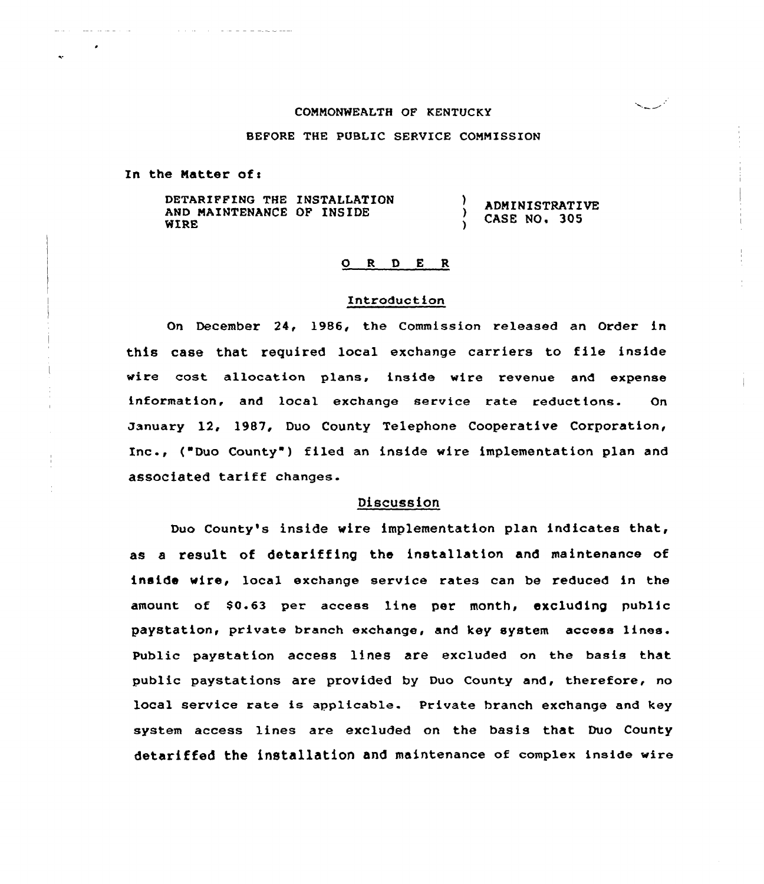COMMONWEALTH OF KENTUCKY

BEFORE THE PUBLIC SERVICE COMMISSION

In the Matter of:

| | | |
|---|---|---|
| DETARIFFING THE INSTALLATION AND MAINTENANCE OF INSIDE WIRE | ) ) ) | ADMINISTRATIVE CASE NO. 305 |

O R D E R

## Introduction

On December 24, 1986, the Commission released an Order in this case that required local exchange carriers to file inside wire cost allocation plans, inside wire revenue and expense information, and local exchange service rate reductions. On January 12, 1987, Duo County Telephone Cooperative Corporation, Inc., ("Duo County") filed an inside wire implementation plan and associated tariff changes.

## Discussion

Duo County's inside wire implementation plan indicates that, as a result of detariffing the installation and maintenance of inside wire, local exchange service rates can be reduced in the amount of $0.63 per access line per month, excluding public paystation, private branch exchange, and key system access lines. Public paystation access lines are excluded on the basis that public paystations are provided by Duo County and, therefore, no local service rate is applicable. Private branch exchange and key system access lines are excluded on the basis that Duo County detariffed the installation and maintenance of complex inside wire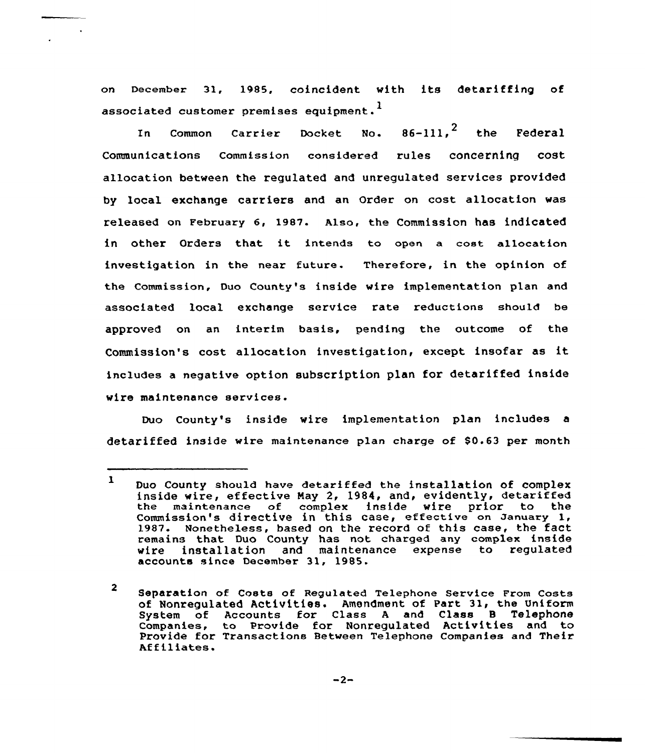on December 31, 1985, coincident with its detariffing of associated customer premises equipment.[1]

In Common Carrier Docket No. 86-111,[2] the Federal Communications Commission considered rules concerning cost allocation between the regulated and unregulated services provided by local exchange carriers and an Order on cost allocation was released on February 6, 1987. Also, the Commission has indicated in other Orders that it intends to open a cost allocation investigation in the near future. Therefore, in the opinion of the Commission, Duo County's inside wire implementation plan and associated local exchange service rate reductions should be approved on an interim basis, pending the outcome of the Commission's cost allocation investigation, except insofar as it includes a negative option subscription plan for detariffed inside wire maintenance services.

Duo County's inside wire implementation plan includes a detariffed inside wire maintenance plan charge of $0.63 per month

---

1 Duo County should have detariffed the installation of complex inside wire, effective May 2, 1984, and, evidently, detariffed the maintenance of complex inside wire prior to the Commission's directive in this case, effective on January 1, 1987. Nonetheless, based on the record of this case, the fact remains that Duo County has not charged any complex inside wire installation and maintenance expense to regulated accounts since December 31, 1985.

2 Separation of Costs of Regulated Telephone Service From Costs of Nonregulated Activities. Amendment of Part 31, the Uniform System of Accounts for Class A and Class B Telephone Companies, to Provide for Nonregulated Activities and to Provide for Transactions Between Telephone Companies and Their Affiliates.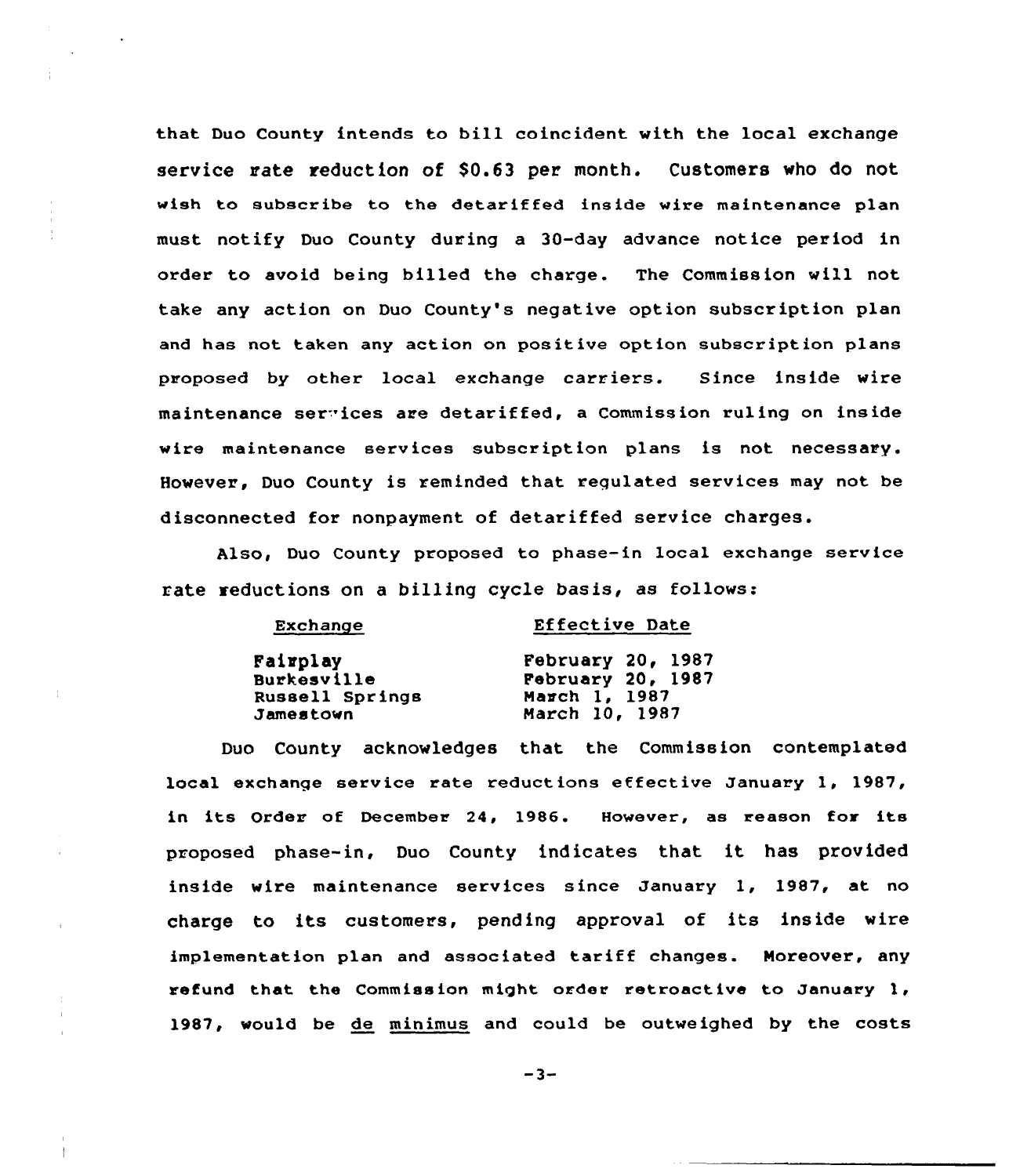that Duo County intends to bill coincident with the local exchange service rate reduction of $0.63 per month. Customers who do not wish to subscribe to the detariffed inside wire maintenance plan must notify Duo County during a 30-day advance notice period in order to avoid being billed the charge. The Commission will not take any action on Duo County's negative option subscription plan and has not taken any action on positive option subscription plans proposed by other local exchange carriers. Since inside wire maintenance services are detariffed, a Commission ruling on inside wire maintenance services subscription plans is not necessary. However, Duo County is reminded that regulated services may not be disconnected for nonpayment of detariffed service charges.

Also, Duo County proposed to phase-in local exchange service rate reductions on a billing cycle basis, as follows:

| Exchange | Effective Date |
|---|---|
| Fairplay | February 20, 1987 |
| Burkesville | February 20, 1987 |
| Russell Springs | March 1, 1987 |
| Jamestown | March 10, 1987 |

Duo County acknowledges that the Commission contemplated local exchange service rate reductions effective January 1, 1987, in its Order of December 24, 1986. However, as reason for its proposed phase-in, Duo County indicates that it has provided inside wire maintenance services since January 1, 1987, at no charge to its customers, pending approval of its inside wire implementation plan and associated tariff changes. Moreover, any refund that the Commission might order retroactive to January 1, 1987, would be de minimus and could be outweighed by the costs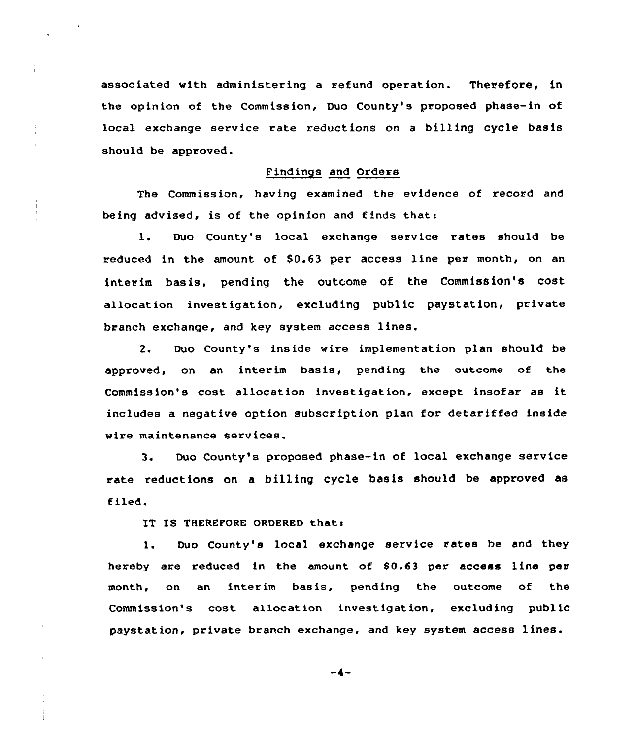associated with administering a refund operation. Therefore, in the opinion of the Commission, Duo County's proposed phase-in of local exchange service rate reductions on a billing cycle basis should be approved.

## Findings and Orders

The Commission, having examined the evidence of record and being advised, is of the opinion and finds that:

1. Duo County's local exchange service rates should be reduced in the amount of $0.63 per access line per month, on an interim basis, pending the outcome of the Commission's cost allocation investigation, excluding public paystation, private branch exchange, and key system access lines.

2. Duo County's inside wire implementation plan should be approved, on an interim basis, pending the outcome of the Commission's cost allocation investigation, except insofar as it includes a negative option subscription plan for detariffed inside wire maintenance services.

3. Duo County's proposed phase-in of local exchange service rate reductions on a billing cycle basis should be approved as filed.

IT IS THEREFORE ORDERED that:

1. Duo County's local exchange service rates be and they hereby are reduced in the amount of $0.63 per access line per month, on an interim basis, pending the outcome of the Commission's cost allocation investigation, excluding public paystation, private branch exchange, and key system access lines.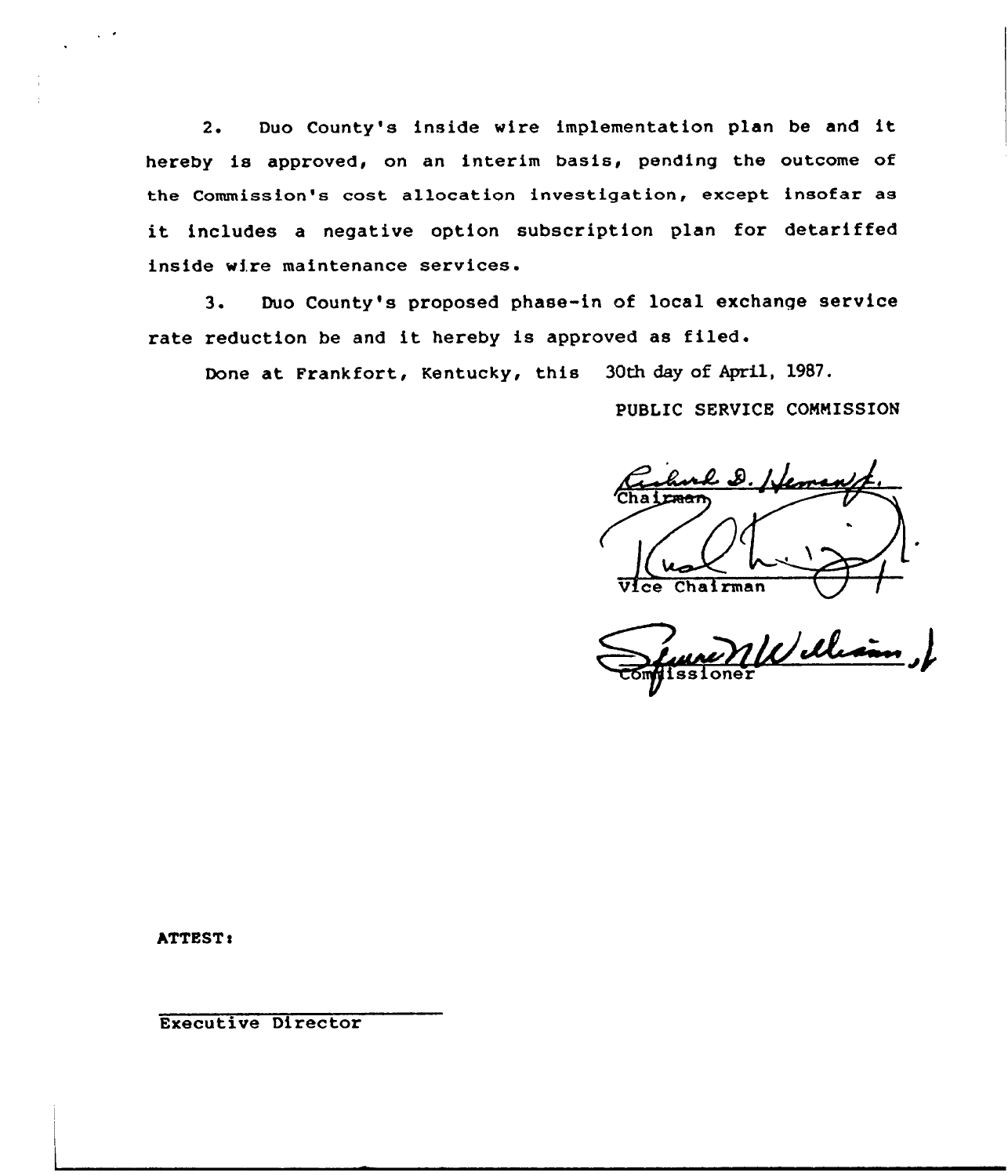2. Duo County's inside wire implementation plan be and it hereby is approved, on an interim basis, pending the outcome of the Commission's cost allocation investigation, except insofar as it includes a negative option subscription plan for detariffed inside wire maintenance services.

3. Duo County's proposed phase-in of local exchange service rate reduction be and it hereby is approved as filed.

Done at Frankfort, Kentucky, this 30th day of April, 1987.

PUBLIC SERVICE COMMISSION

Chairman

Vice Chairman

Commissioner

ATTEST:

Executive Director